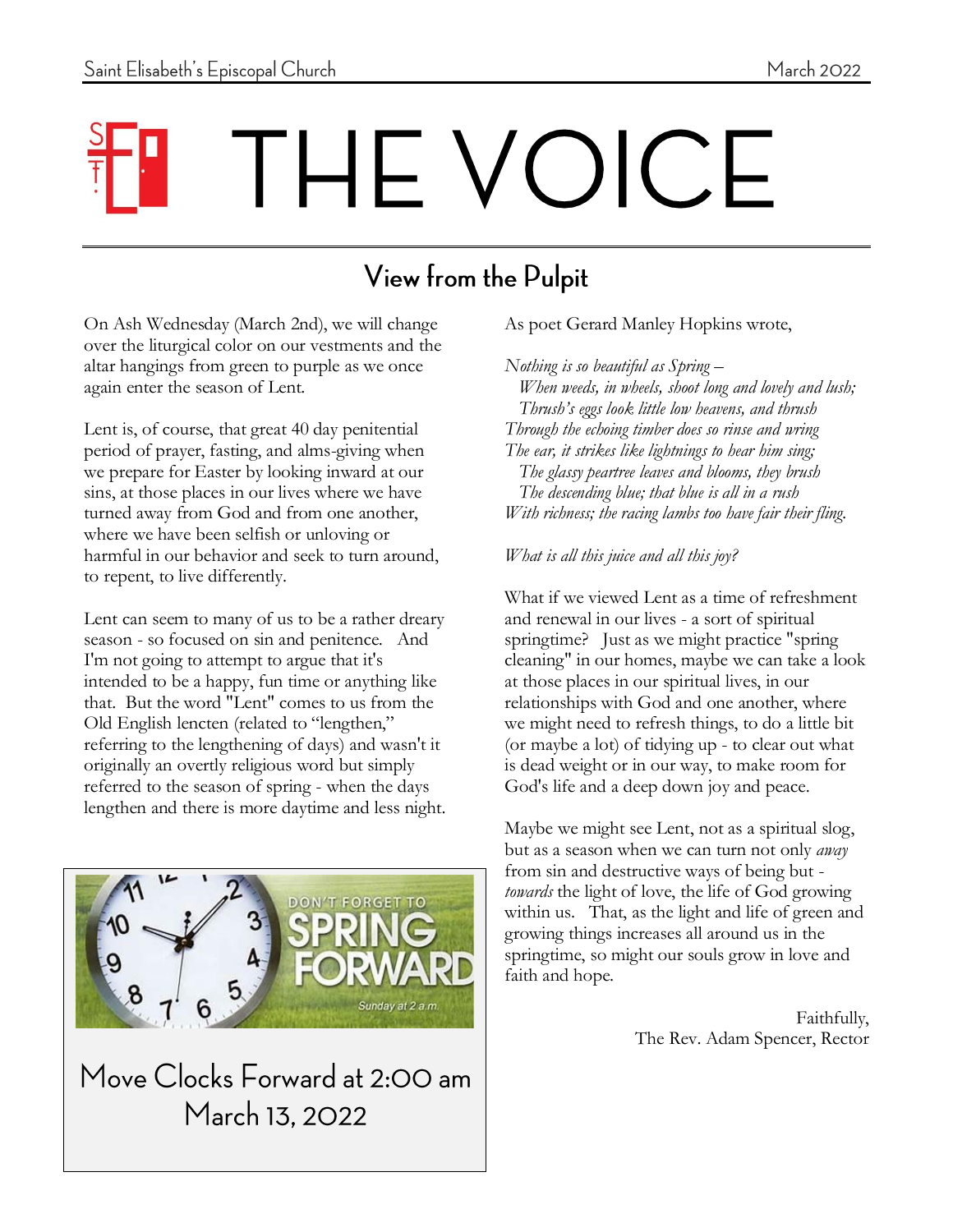Saint Elisabeth's Episcopal Church — March 2022

# THE VOICE

## View from the Pulpit

On Ash Wednesday (March 2nd), we will change over the liturgical color on our vestments and the altar hangings from green to purple as we once again enter the season of Lent.

Lent is, of course, that great 40 day penitential period of prayer, fasting, and alms-giving when we prepare for Easter by looking inward at our sins, at those places in our lives where we have turned away from God and from one another, where we have been selfish or unloving or harmful in our behavior and seek to turn around, to repent, to live differently.

Lent can seem to many of us to be a rather dreary season - so focused on sin and penitence. And I'm not going to attempt to argue that it's intended to be a happy, fun time or anything like that. But the word "Lent" comes to us from the Old English lencten (related to "lengthen," referring to the lengthening of days) and wasn't it originally an overtly religious word but simply referred to the season of spring - when the days lengthen and there is more daytime and less night.

As poet Gerard Manley Hopkins wrote,

*Nothing is so beautiful as Spring –*
*When weeds, in wheels, shoot long and lovely and lush;*
*Thrush's eggs look little low heavens, and thrush*
*Through the echoing timber does so rinse and wring*
*The ear, it strikes like lightnings to hear him sing;*
*The glassy peartree leaves and blooms, they brush*
*The descending blue; that blue is all in a rush*
*With richness; the racing lambs too have fair their fling.*

*What is all this juice and all this joy?*

What if we viewed Lent as a time of refreshment and renewal in our lives - a sort of spiritual springtime? Just as we might practice "spring cleaning" in our homes, maybe we can take a look at those places in our spiritual lives, in our relationships with God and one another, where we might need to refresh things, to do a little bit (or maybe a lot) of tidying up - to clear out what is dead weight or in our way, to make room for God's life and a deep down joy and peace.

Maybe we might see Lent, not as a spiritual slog, but as a season when we can turn not only *away* from sin and destructive ways of being but - *towards* the light of love, the life of God growing within us. That, as the light and life of green and growing things increases all around us in the springtime, so might our souls grow in love and faith and hope.

Faithfully,
The Rev. Adam Spencer, Rector

DON'T FORGET TO SPRING FORWARD — Sunday at 2 a.m.

Move Clocks Forward at 2:00 am March 13, 2022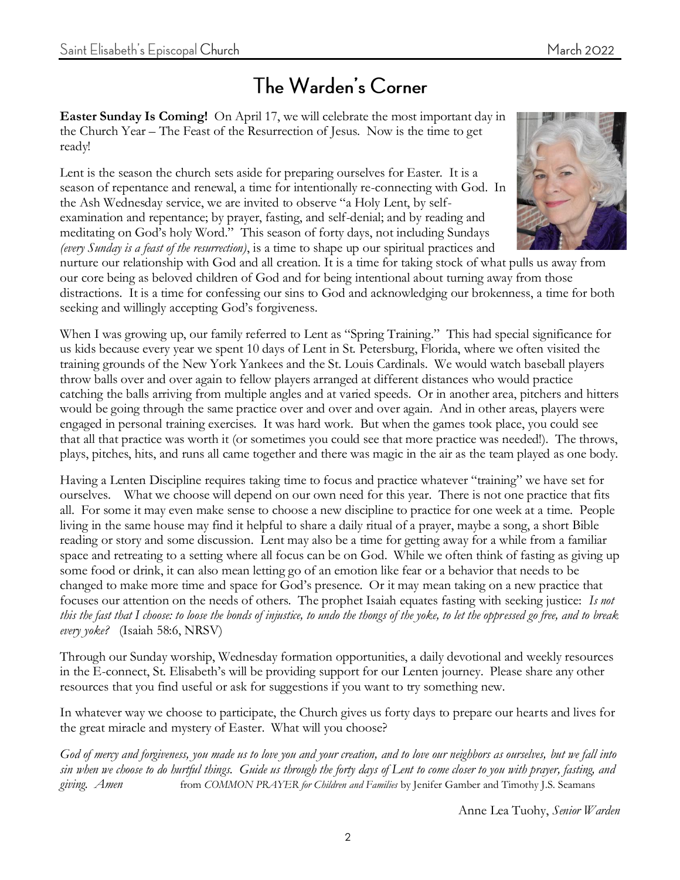# The Warden's Corner

**Easter Sunday Is Coming!** On April 17, we will celebrate the most important day in the Church Year – The Feast of the Resurrection of Jesus. Now is the time to get ready!

Lent is the season the church sets aside for preparing ourselves for Easter. It is a season of repentance and renewal, a time for intentionally re-connecting with God. In the Ash Wednesday service, we are invited to observe "a Holy Lent, by self-examination and repentance; by prayer, fasting, and self-denial; and by reading and meditating on God's holy Word." This season of forty days, not including Sundays *(every Sunday is a feast of the resurrection)*, is a time to shape up our spiritual practices and nurture our relationship with God and all creation. It is a time for taking stock of what pulls us away from our core being as beloved children of God and for being intentional about turning away from those distractions. It is a time for confessing our sins to God and acknowledging our brokenness, a time for both seeking and willingly accepting God's forgiveness.

When I was growing up, our family referred to Lent as "Spring Training." This had special significance for us kids because every year we spent 10 days of Lent in St. Petersburg, Florida, where we often visited the training grounds of the New York Yankees and the St. Louis Cardinals. We would watch baseball players throw balls over and over again to fellow players arranged at different distances who would practice catching the balls arriving from multiple angles and at varied speeds. Or in another area, pitchers and hitters would be going through the same practice over and over and over again. And in other areas, players were engaged in personal training exercises. It was hard work. But when the games took place, you could see that all that practice was worth it (or sometimes you could see that more practice was needed!). The throws, plays, pitches, hits, and runs all came together and there was magic in the air as the team played as one body.

Having a Lenten Discipline requires taking time to focus and practice whatever "training" we have set for ourselves. What we choose will depend on our own need for this year. There is not one practice that fits all. For some it may even make sense to choose a new discipline to practice for one week at a time. People living in the same house may find it helpful to share a daily ritual of a prayer, maybe a song, a short Bible reading or story and some discussion. Lent may also be a time for getting away for a while from a familiar space and retreating to a setting where all focus can be on God. While we often think of fasting as giving up some food or drink, it can also mean letting go of an emotion like fear or a behavior that needs to be changed to make more time and space for God's presence. Or it may mean taking on a new practice that focuses our attention on the needs of others. The prophet Isaiah equates fasting with seeking justice: *Is not this the fast that I choose: to loose the bonds of injustice, to undo the thongs of the yoke, to let the oppressed go free, and to break every yoke?* (Isaiah 58:6, NRSV)

Through our Sunday worship, Wednesday formation opportunities, a daily devotional and weekly resources in the E-connect, St. Elisabeth's will be providing support for our Lenten journey. Please share any other resources that you find useful or ask for suggestions if you want to try something new.

In whatever way we choose to participate, the Church gives us forty days to prepare our hearts and lives for the great miracle and mystery of Easter. What will you choose?

*God of mercy and forgiveness, you made us to love you and your creation, and to love our neighbors as ourselves, but we fall into sin when we choose to do hurtful things. Guide us through the forty days of Lent to come closer to you with prayer, fasting, and giving. Amen* from *COMMON PRAYER for Children and Families* by Jenifer Gamber and Timothy J.S. Seamans

Anne Lea Tuohy, *Senior Warden*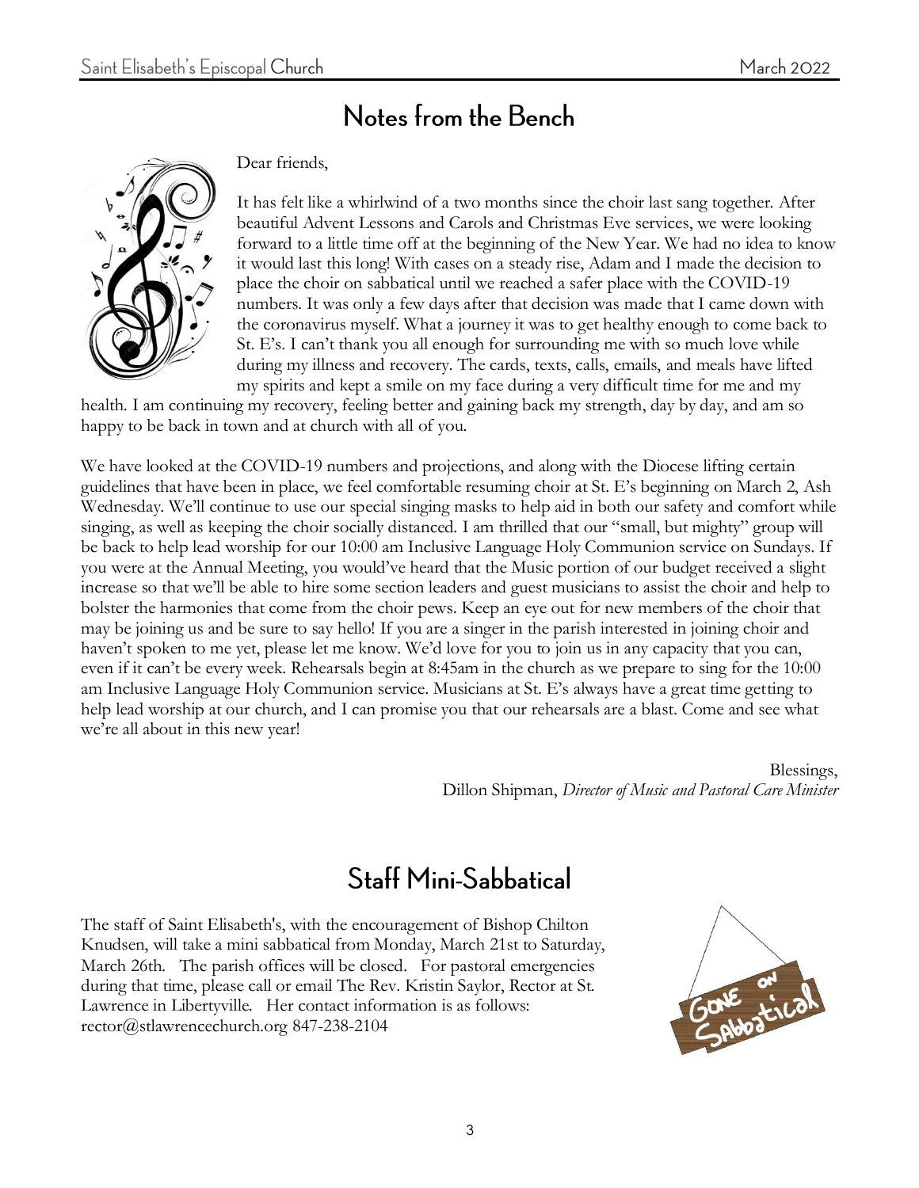## Notes from the Bench

Dear friends,

It has felt like a whirlwind of a two months since the choir last sang together. After beautiful Advent Lessons and Carols and Christmas Eve services, we were looking forward to a little time off at the beginning of the New Year. We had no idea to know it would last this long! With cases on a steady rise, Adam and I made the decision to place the choir on sabbatical until we reached a safer place with the COVID-19 numbers. It was only a few days after that decision was made that I came down with the coronavirus myself. What a journey it was to get healthy enough to come back to St. E's. I can't thank you all enough for surrounding me with so much love while during my illness and recovery. The cards, texts, calls, emails, and meals have lifted my spirits and kept a smile on my face during a very difficult time for me and my health. I am continuing my recovery, feeling better and gaining back my strength, day by day, and am so happy to be back in town and at church with all of you.

We have looked at the COVID-19 numbers and projections, and along with the Diocese lifting certain guidelines that have been in place, we feel comfortable resuming choir at St. E's beginning on March 2, Ash Wednesday. We'll continue to use our special singing masks to help aid in both our safety and comfort while singing, as well as keeping the choir socially distanced. I am thrilled that our "small, but mighty" group will be back to help lead worship for our 10:00 am Inclusive Language Holy Communion service on Sundays. If you were at the Annual Meeting, you would've heard that the Music portion of our budget received a slight increase so that we'll be able to hire some section leaders and guest musicians to assist the choir and help to bolster the harmonies that come from the choir pews. Keep an eye out for new members of the choir that may be joining us and be sure to say hello! If you are a singer in the parish interested in joining choir and haven't spoken to me yet, please let me know. We'd love for you to join us in any capacity that you can, even if it can't be every week. Rehearsals begin at 8:45am in the church as we prepare to sing for the 10:00 am Inclusive Language Holy Communion service. Musicians at St. E's always have a great time getting to help lead worship at our church, and I can promise you that our rehearsals are a blast. Come and see what we're all about in this new year!

Blessings,  
Dillon Shipman, *Director of Music and Pastoral Care Minister*

## Staff Mini-Sabbatical

The staff of Saint Elisabeth's, with the encouragement of Bishop Chilton Knudsen, will take a mini sabbatical from Monday, March 21st to Saturday, March 26th. The parish offices will be closed. For pastoral emergencies during that time, please call or email The Rev. Kristin Saylor, Rector at St. Lawrence in Libertyville. Her contact information is as follows: rector@stlawrencechurch.org 847-238-2104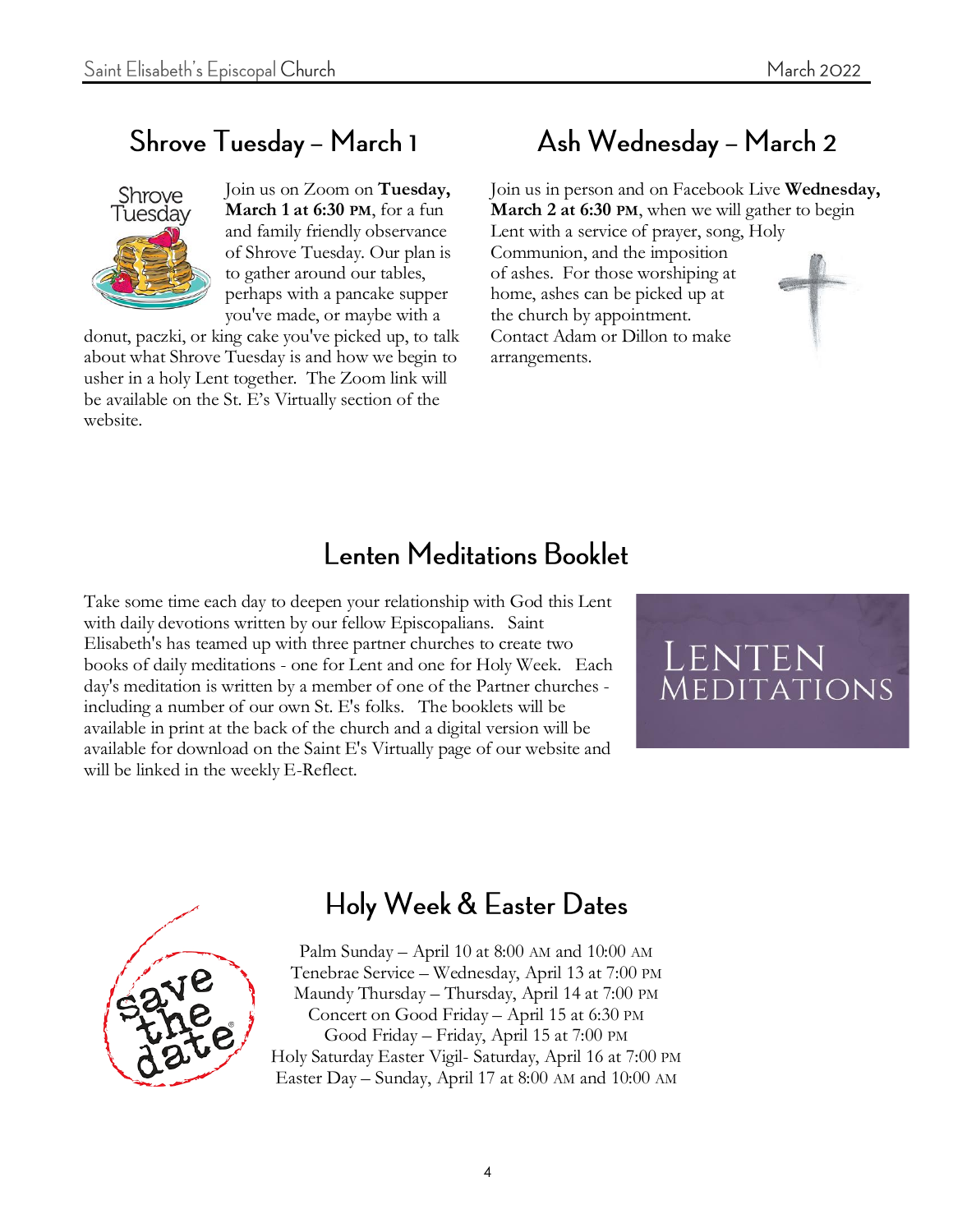## Shrove Tuesday – March 1

Join us on Zoom on **Tuesday, March 1 at 6:30 PM**, for a fun and family friendly observance of Shrove Tuesday. Our plan is to gather around our tables, perhaps with a pancake supper you've made, or maybe with a donut, paczki, or king cake you've picked up, to talk about what Shrove Tuesday is and how we begin to usher in a holy Lent together. The Zoom link will be available on the St. E's Virtually section of the website.

## Ash Wednesday – March 2

Join us in person and on Facebook Live **Wednesday, March 2 at 6:30 PM**, when we will gather to begin Lent with a service of prayer, song, Holy Communion, and the imposition of ashes. For those worshiping at home, ashes can be picked up at the church by appointment. Contact Adam or Dillon to make arrangements.

## Lenten Meditations Booklet

Take some time each day to deepen your relationship with God this Lent with daily devotions written by our fellow Episcopalians. Saint Elisabeth's has teamed up with three partner churches to create two books of daily meditations - one for Lent and one for Holy Week. Each day's meditation is written by a member of one of the Partner churches - including a number of our own St. E's folks. The booklets will be available in print at the back of the church and a digital version will be available for download on the Saint E's Virtually page of our website and will be linked in the weekly E-Reflect.

## Holy Week & Easter Dates

Palm Sunday – April 10 at 8:00 AM and 10:00 AM
Tenebrae Service – Wednesday, April 13 at 7:00 PM
Maundy Thursday – Thursday, April 14 at 7:00 PM
Concert on Good Friday – April 15 at 6:30 PM
Good Friday – Friday, April 15 at 7:00 PM
Holy Saturday Easter Vigil- Saturday, April 16 at 7:00 PM
Easter Day – Sunday, April 17 at 8:00 AM and 10:00 AM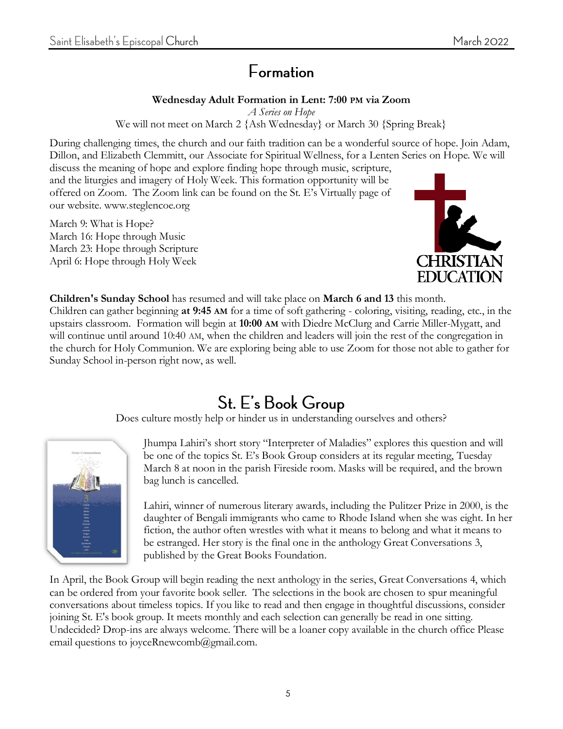# Formation

**Wednesday Adult Formation in Lent: 7:00 PM via Zoom**

*A Series on Hope*

We will not meet on March 2 {Ash Wednesday} or March 30 {Spring Break}

During challenging times, the church and our faith tradition can be a wonderful source of hope. Join Adam, Dillon, and Elizabeth Clemmitt, our Associate for Spiritual Wellness, for a Lenten Series on Hope. We will discuss the meaning of hope and explore finding hope through music, scripture, and the liturgies and imagery of Holy Week. This formation opportunity will be offered on Zoom. The Zoom link can be found on the St. E's Virtually page of our website. www.steglencoe.org

March 9: What is Hope?
March 16: Hope through Music
March 23: Hope through Scripture
April 6: Hope through Holy Week

**Children's Sunday School** has resumed and will take place on **March 6 and 13** this month. Children can gather beginning **at 9:45 AM** for a time of soft gathering - coloring, visiting, reading, etc., in the upstairs classroom. Formation will begin at **10:00 AM** with Diedre McClurg and Carrie Miller-Mygatt, and will continue until around 10:40 AM, when the children and leaders will join the rest of the congregation in the church for Holy Communion. We are exploring being able to use Zoom for those not able to gather for Sunday School in-person right now, as well.

# St. E's Book Group

Does culture mostly help or hinder us in understanding ourselves and others?

Jhumpa Lahiri's short story "Interpreter of Maladies" explores this question and will be one of the topics St. E's Book Group considers at its regular meeting, Tuesday March 8 at noon in the parish Fireside room. Masks will be required, and the brown bag lunch is cancelled.

Lahiri, winner of numerous literary awards, including the Pulitzer Prize in 2000, is the daughter of Bengali immigrants who came to Rhode Island when she was eight. In her fiction, the author often wrestles with what it means to belong and what it means to be estranged. Her story is the final one in the anthology Great Conversations 3, published by the Great Books Foundation.

In April, the Book Group will begin reading the next anthology in the series, Great Conversations 4, which can be ordered from your favorite book seller. The selections in the book are chosen to spur meaningful conversations about timeless topics. If you like to read and then engage in thoughtful discussions, consider joining St. E's book group. It meets monthly and each selection can generally be read in one sitting. Undecided? Drop-ins are always welcome. There will be a loaner copy available in the church office Please email questions to joyceRnewcomb@gmail.com.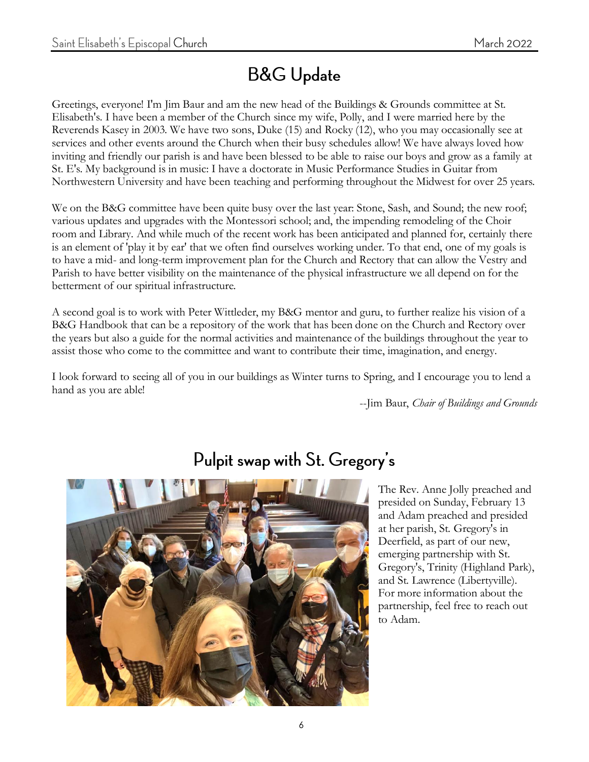## B&G Update

Greetings, everyone! I'm Jim Baur and am the new head of the Buildings & Grounds committee at St. Elisabeth's. I have been a member of the Church since my wife, Polly, and I were married here by the Reverends Kasey in 2003. We have two sons, Duke (15) and Rocky (12), who you may occasionally see at services and other events around the Church when their busy schedules allow! We have always loved how inviting and friendly our parish is and have been blessed to be able to raise our boys and grow as a family at St. E's. My background is in music: I have a doctorate in Music Performance Studies in Guitar from Northwestern University and have been teaching and performing throughout the Midwest for over 25 years.

We on the B&G committee have been quite busy over the last year: Stone, Sash, and Sound; the new roof; various updates and upgrades with the Montessori school; and, the impending remodeling of the Choir room and Library. And while much of the recent work has been anticipated and planned for, certainly there is an element of 'play it by ear' that we often find ourselves working under. To that end, one of my goals is to have a mid- and long-term improvement plan for the Church and Rectory that can allow the Vestry and Parish to have better visibility on the maintenance of the physical infrastructure we all depend on for the betterment of our spiritual infrastructure.

A second goal is to work with Peter Wittleder, my B&G mentor and guru, to further realize his vision of a B&G Handbook that can be a repository of the work that has been done on the Church and Rectory over the years but also a guide for the normal activities and maintenance of the buildings throughout the year to assist those who come to the committee and want to contribute their time, imagination, and energy.

I look forward to seeing all of you in our buildings as Winter turns to Spring, and I encourage you to lend a hand as you are able!

--Jim Baur, *Chair of Buildings and Grounds*

## Pulpit swap with St. Gregory's

The Rev. Anne Jolly preached and presided on Sunday, February 13 and Adam preached and presided at her parish, St. Gregory's in Deerfield, as part of our new, emerging partnership with St. Gregory's, Trinity (Highland Park), and St. Lawrence (Libertyville). For more information about the partnership, feel free to reach out to Adam.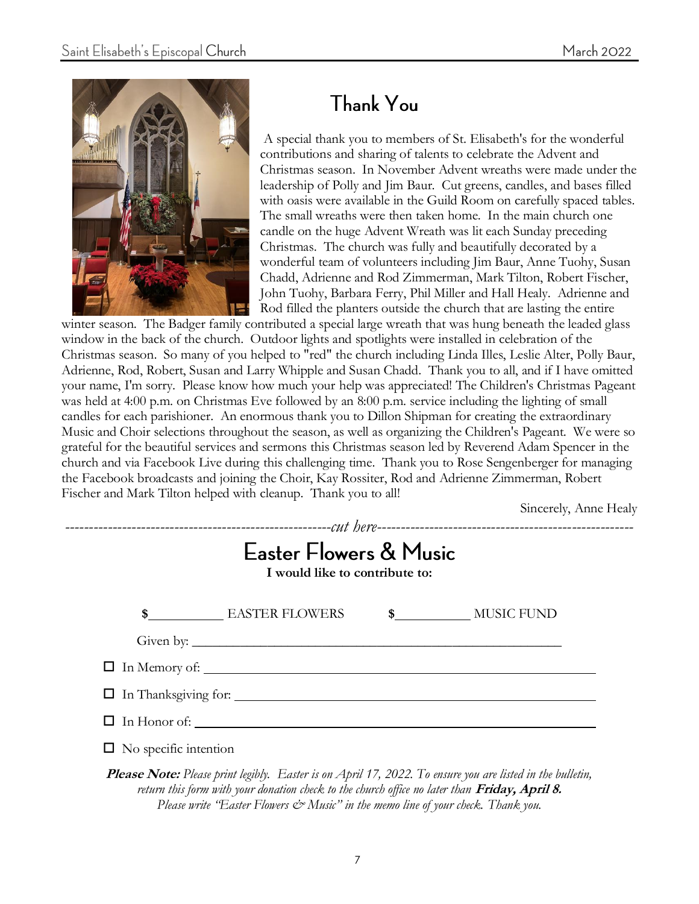## Thank You

A special thank you to members of St. Elisabeth's for the wonderful contributions and sharing of talents to celebrate the Advent and Christmas season. In November Advent wreaths were made under the leadership of Polly and Jim Baur. Cut greens, candles, and bases filled with oasis were available in the Guild Room on carefully spaced tables. The small wreaths were then taken home. In the main church one candle on the huge Advent Wreath was lit each Sunday preceding Christmas. The church was fully and beautifully decorated by a wonderful team of volunteers including Jim Baur, Anne Tuohy, Susan Chadd, Adrienne and Rod Zimmerman, Mark Tilton, Robert Fischer, John Tuohy, Barbara Ferry, Phil Miller and Hall Healy. Adrienne and Rod filled the planters outside the church that are lasting the entire winter season. The Badger family contributed a special large wreath that was hung beneath the leaded glass window in the back of the church. Outdoor lights and spotlights were installed in celebration of the Christmas season. So many of you helped to "red" the church including Linda Illes, Leslie Alter, Polly Baur, Adrienne, Rod, Robert, Susan and Larry Whipple and Susan Chadd. Thank you to all, and if I have omitted your name, I'm sorry. Please know how much your help was appreciated! The Children's Christmas Pageant was held at 4:00 p.m. on Christmas Eve followed by an 8:00 p.m. service including the lighting of small candles for each parishioner. An enormous thank you to Dillon Shipman for creating the extraordinary Music and Choir selections throughout the season, as well as organizing the Children's Pageant. We were so grateful for the beautiful services and sermons this Christmas season led by Reverend Adam Spencer in the church and via Facebook Live during this challenging time. Thank you to Rose Sengenberger for managing the Facebook broadcasts and joining the Choir, Kay Rossiter, Rod and Adrienne Zimmerman, Robert Fischer and Mark Tilton helped with cleanup. Thank you to all!

Sincerely, Anne Healy

---------------------------------------------------------*cut here*---------------------------------------------------------

## Easter Flowers & Music

**I would like to contribute to:**

**$**__________ EASTER FLOWERS **$**__________ MUSIC FUND

Given by: ________________________________________________

☐ In Memory of: ________________________________________________

☐ In Thanksgiving for: ________________________________________________

☐ In Honor of: ________________________________________________

☐ No specific intention

***Please Note:*** *Please print legibly. Easter is on April 17, 2022. To ensure you are listed in the bulletin, return this form with your donation check to the church office no later than* ***Friday, April 8.*** *Please write "Easter Flowers & Music" in the memo line of your check. Thank you.*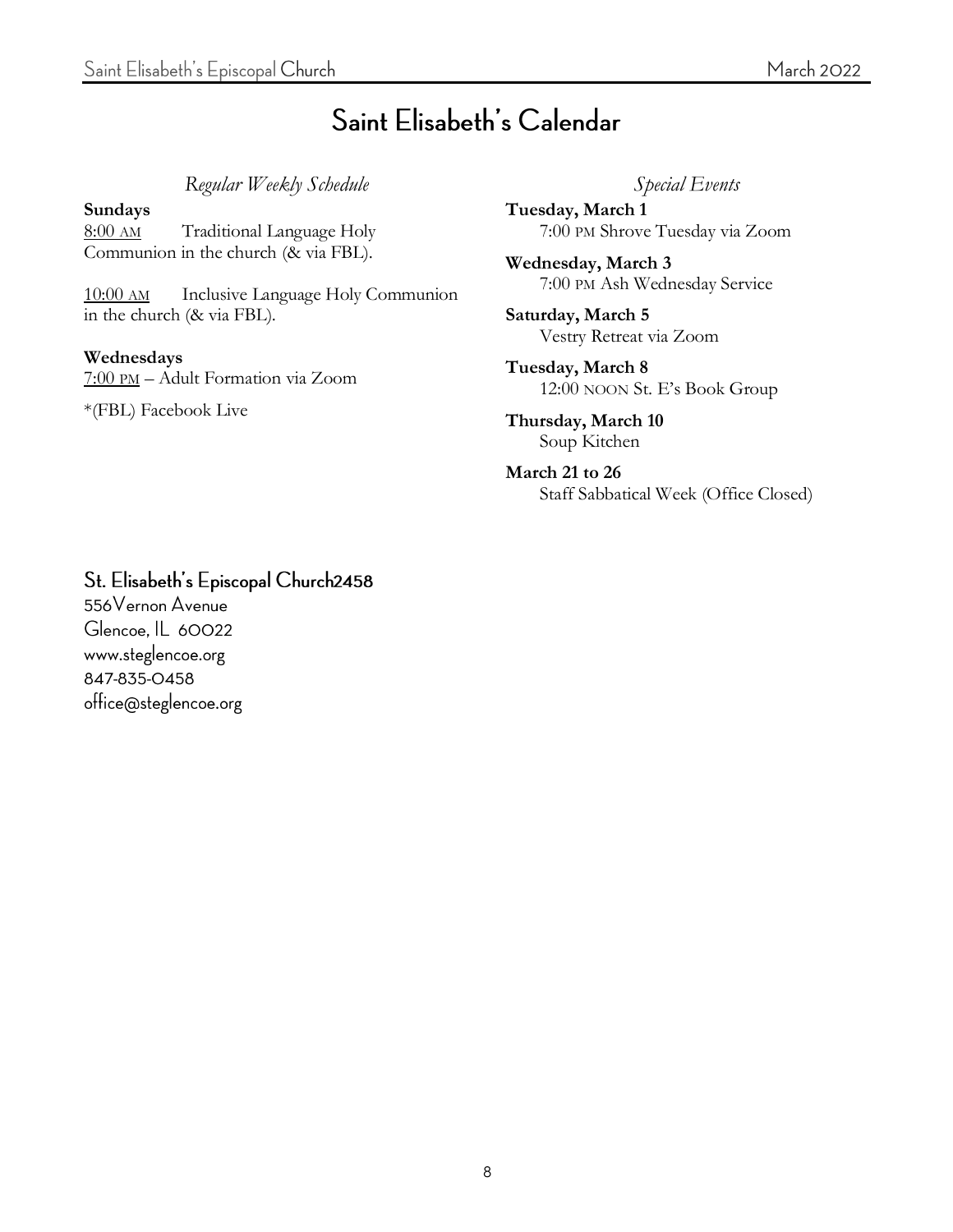# Saint Elisabeth's Calendar

*Regular Weekly Schedule*

**Sundays**

8:00 AM Traditional Language Holy Communion in the church (& via FBL).

10:00 AM Inclusive Language Holy Communion in the church (& via FBL).

**Wednesdays**

7:00 PM – Adult Formation via Zoom

*(FBL) Facebook Live

*Special Events*

**Tuesday, March 1**
7:00 PM Shrove Tuesday via Zoom

**Wednesday, March 3**
7:00 PM Ash Wednesday Service

**Saturday, March 5**
Vestry Retreat via Zoom

**Tuesday, March 8**
12:00 NOON St. E's Book Group

**Thursday, March 10**
Soup Kitchen

**March 21 to 26**
Staff Sabbatical Week (Office Closed)

**St. Elisabeth's Episcopal Church2458**

556Vernon Avenue
Glencoe, IL 60022
www.steglencoe.org
847-835-0458
office@steglencoe.org